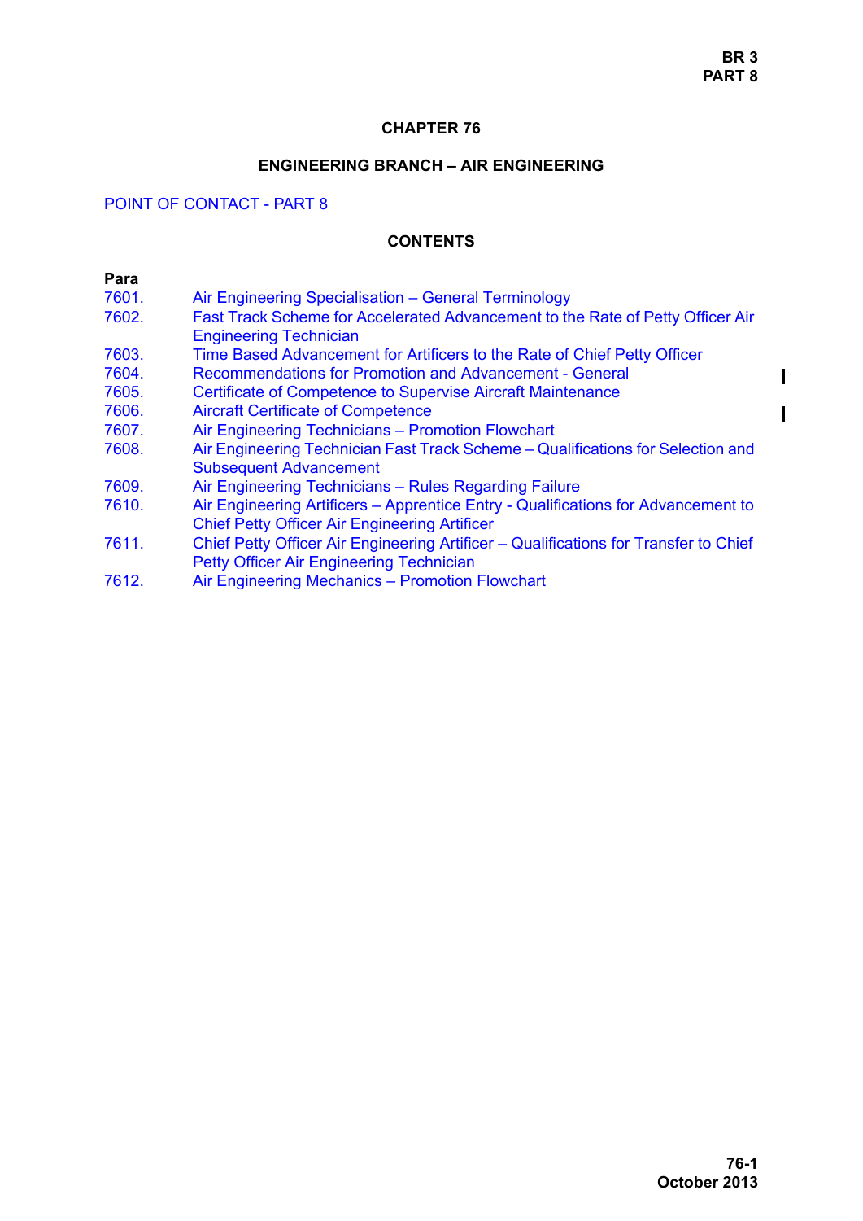# CHAPTER 76

## ENGINEERING BRANCH – AIR ENGINEERING

POINT OF CONTACT - PART 8

### CONTENTS

| Para | |
|---|---|
| 7601. | Air Engineering Specialisation – General Terminology |
| 7602. | Fast Track Scheme for Accelerated Advancement to the Rate of Petty Officer Air Engineering Technician |
| 7603. | Time Based Advancement for Artificers to the Rate of Chief Petty Officer |
| 7604. | Recommendations for Promotion and Advancement - General |
| 7605. | Certificate of Competence to Supervise Aircraft Maintenance |
| 7606. | Aircraft Certificate of Competence |
| 7607. | Air Engineering Technicians – Promotion Flowchart |
| 7608. | Air Engineering Technician Fast Track Scheme – Qualifications for Selection and Subsequent Advancement |
| 7609. | Air Engineering Technicians – Rules Regarding Failure |
| 7610. | Air Engineering Artificers – Apprentice Entry - Qualifications for Advancement to Chief Petty Officer Air Engineering Artificer |
| 7611. | Chief Petty Officer Air Engineering Artificer – Qualifications for Transfer to Chief Petty Officer Air Engineering Technician |
| 7612. | Air Engineering Mechanics – Promotion Flowchart |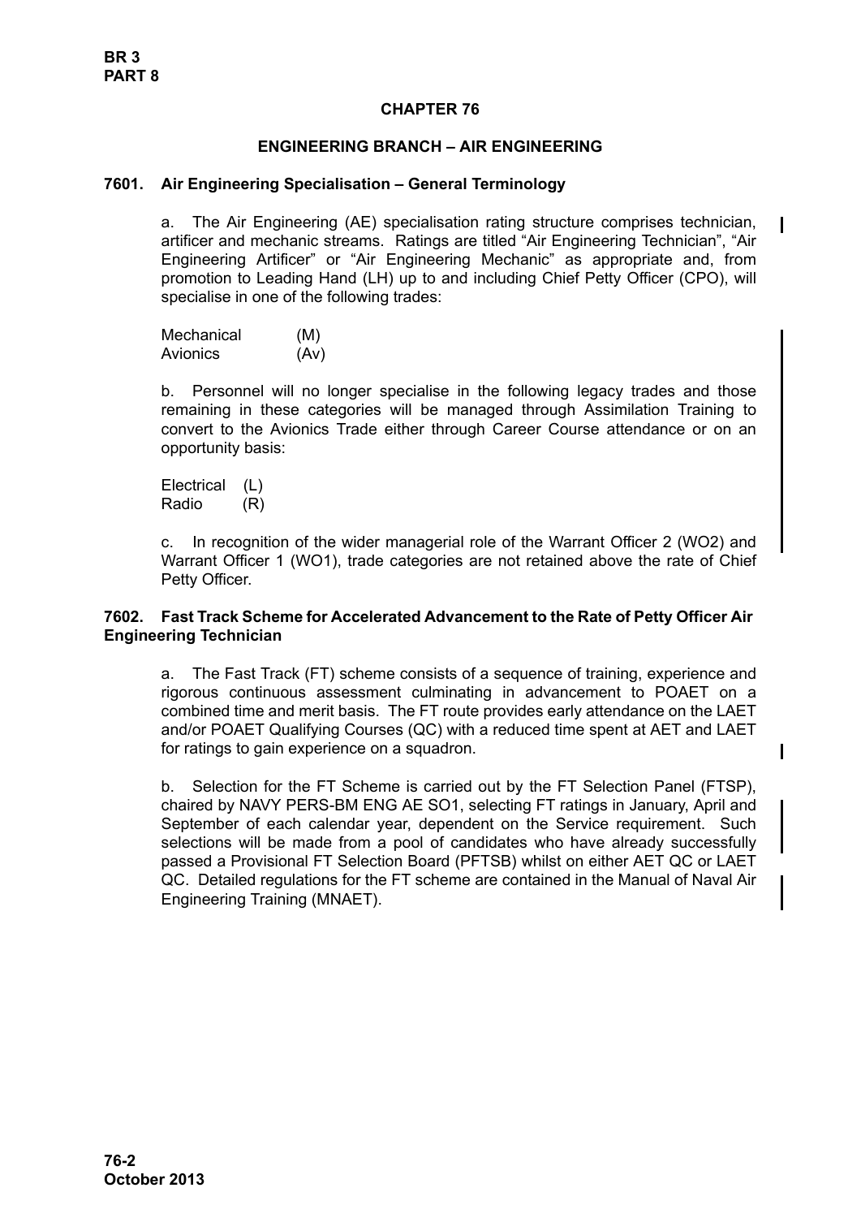# CHAPTER 76

## ENGINEERING BRANCH – AIR ENGINEERING

### 7601. Air Engineering Specialisation – General Terminology

a. The Air Engineering (AE) specialisation rating structure comprises technician, artificer and mechanic streams. Ratings are titled "Air Engineering Technician", "Air Engineering Artificer" or "Air Engineering Mechanic" as appropriate and, from promotion to Leading Hand (LH) up to and including Chief Petty Officer (CPO), will specialise in one of the following trades:

| | |
|---|---|
| Mechanical | (M) |
| Avionics | (Av) |

b. Personnel will no longer specialise in the following legacy trades and those remaining in these categories will be managed through Assimilation Training to convert to the Avionics Trade either through Career Course attendance or on an opportunity basis:

| | |
|---|---|
| Electrical | (L) |
| Radio | (R) |

c. In recognition of the wider managerial role of the Warrant Officer 2 (WO2) and Warrant Officer 1 (WO1), trade categories are not retained above the rate of Chief Petty Officer.

### 7602. Fast Track Scheme for Accelerated Advancement to the Rate of Petty Officer Air Engineering Technician

a. The Fast Track (FT) scheme consists of a sequence of training, experience and rigorous continuous assessment culminating in advancement to POAET on a combined time and merit basis. The FT route provides early attendance on the LAET and/or POAET Qualifying Courses (QC) with a reduced time spent at AET and LAET for ratings to gain experience on a squadron.

b. Selection for the FT Scheme is carried out by the FT Selection Panel (FTSP), chaired by NAVY PERS-BM ENG AE SO1, selecting FT ratings in January, April and September of each calendar year, dependent on the Service requirement. Such selections will be made from a pool of candidates who have already successfully passed a Provisional FT Selection Board (PFTSB) whilst on either AET QC or LAET QC. Detailed regulations for the FT scheme are contained in the Manual of Naval Air Engineering Training (MNAET).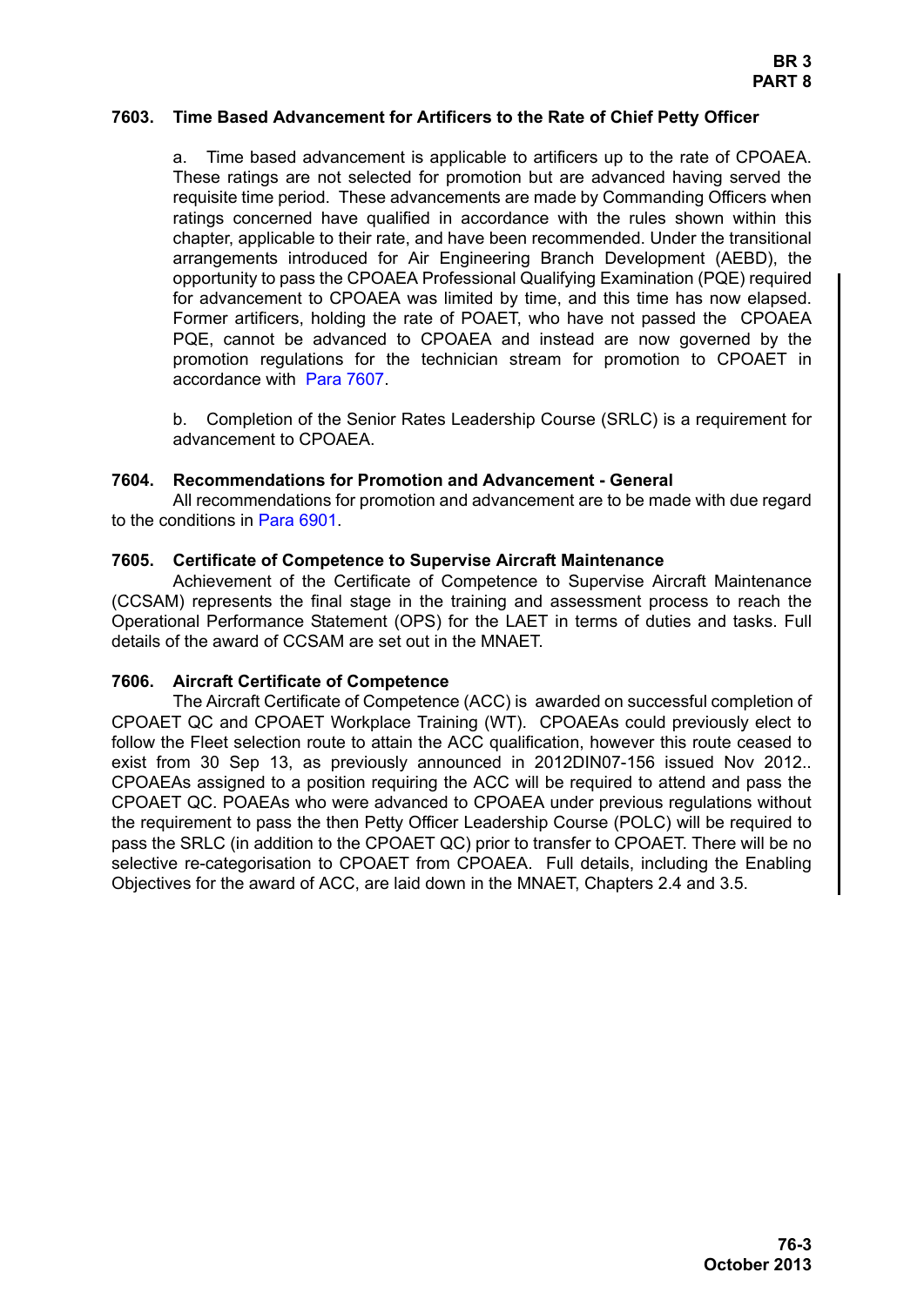#### 7603. Time Based Advancement for Artificers to the Rate of Chief Petty Officer

a. Time based advancement is applicable to artificers up to the rate of CPOAEA. These ratings are not selected for promotion but are advanced having served the requisite time period. These advancements are made by Commanding Officers when ratings concerned have qualified in accordance with the rules shown within this chapter, applicable to their rate, and have been recommended. Under the transitional arrangements introduced for Air Engineering Branch Development (AEBD), the opportunity to pass the CPOAEA Professional Qualifying Examination (PQE) required for advancement to CPOAEA was limited by time, and this time has now elapsed. Former artificers, holding the rate of POAET, who have not passed the CPOAEA PQE, cannot be advanced to CPOAEA and instead are now governed by the promotion regulations for the technician stream for promotion to CPOAET in accordance with Para 7607.

b. Completion of the Senior Rates Leadership Course (SRLC) is a requirement for advancement to CPOAEA.

#### 7604. Recommendations for Promotion and Advancement - General

All recommendations for promotion and advancement are to be made with due regard to the conditions in Para 6901.

#### 7605. Certificate of Competence to Supervise Aircraft Maintenance

Achievement of the Certificate of Competence to Supervise Aircraft Maintenance (CCSAM) represents the final stage in the training and assessment process to reach the Operational Performance Statement (OPS) for the LAET in terms of duties and tasks. Full details of the award of CCSAM are set out in the MNAET.

#### 7606. Aircraft Certificate of Competence

The Aircraft Certificate of Competence (ACC) is awarded on successful completion of CPOAET QC and CPOAET Workplace Training (WT). CPOAEAs could previously elect to follow the Fleet selection route to attain the ACC qualification, however this route ceased to exist from 30 Sep 13, as previously announced in 2012DIN07-156 issued Nov 2012.. CPOAEAs assigned to a position requiring the ACC will be required to attend and pass the CPOAET QC. POAEAs who were advanced to CPOAEA under previous regulations without the requirement to pass the then Petty Officer Leadership Course (POLC) will be required to pass the SRLC (in addition to the CPOAET QC) prior to transfer to CPOAET. There will be no selective re-categorisation to CPOAET from CPOAEA. Full details, including the Enabling Objectives for the award of ACC, are laid down in the MNAET, Chapters 2.4 and 3.5.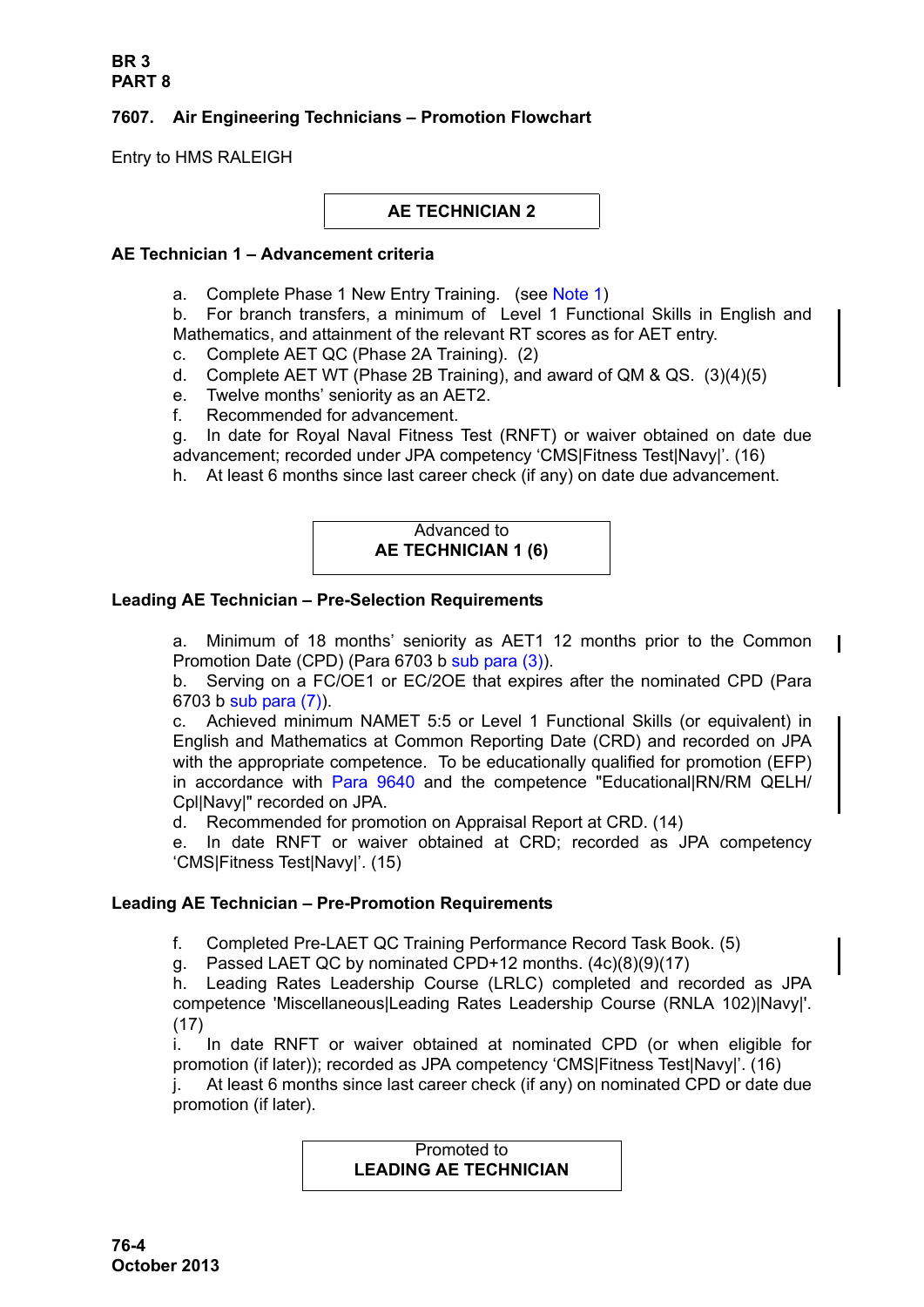## 7607. Air Engineering Technicians – Promotion Flowchart

Entry to HMS RALEIGH

**AE TECHNICIAN 2**

**AE Technician 1 – Advancement criteria**

a. Complete Phase 1 New Entry Training. (see Note 1)
b. For branch transfers, a minimum of Level 1 Functional Skills in English and Mathematics, and attainment of the relevant RT scores as for AET entry.
c. Complete AET QC (Phase 2A Training). (2)
d. Complete AET WT (Phase 2B Training), and award of QM & QS. (3)(4)(5)
e. Twelve months' seniority as an AET2.
f. Recommended for advancement.
g. In date for Royal Naval Fitness Test (RNFT) or waiver obtained on date due advancement; recorded under JPA competency 'CMS|Fitness Test|Navy|'. (16)
h. At least 6 months since last career check (if any) on date due advancement.

Advanced to
**AE TECHNICIAN 1 (6)**

**Leading AE Technician – Pre-Selection Requirements**

a. Minimum of 18 months' seniority as AET1 12 months prior to the Common Promotion Date (CPD) (Para 6703 b sub para (3)).
b. Serving on a FC/OE1 or EC/2OE that expires after the nominated CPD (Para 6703 b sub para (7)).
c. Achieved minimum NAMET 5:5 or Level 1 Functional Skills (or equivalent) in English and Mathematics at Common Reporting Date (CRD) and recorded on JPA with the appropriate competence. To be educationally qualified for promotion (EFP) in accordance with Para 9640 and the competence "Educational|RN/RM QELH/Cpl|Navy|" recorded on JPA.
d. Recommended for promotion on Appraisal Report at CRD. (14)
e. In date RNFT or waiver obtained at CRD; recorded as JPA competency 'CMS|Fitness Test|Navy|'. (15)

**Leading AE Technician – Pre-Promotion Requirements**

f. Completed Pre-LAET QC Training Performance Record Task Book. (5)
g. Passed LAET QC by nominated CPD+12 months. (4c)(8)(9)(17)
h. Leading Rates Leadership Course (LRLC) completed and recorded as JPA competence 'Miscellaneous|Leading Rates Leadership Course (RNLA 102)|Navy|'. (17)
i. In date RNFT or waiver obtained at nominated CPD (or when eligible for promotion (if later)); recorded as JPA competency 'CMS|Fitness Test|Navy|'. (16)
j. At least 6 months since last career check (if any) on nominated CPD or date due promotion (if later).

Promoted to
**LEADING AE TECHNICIAN**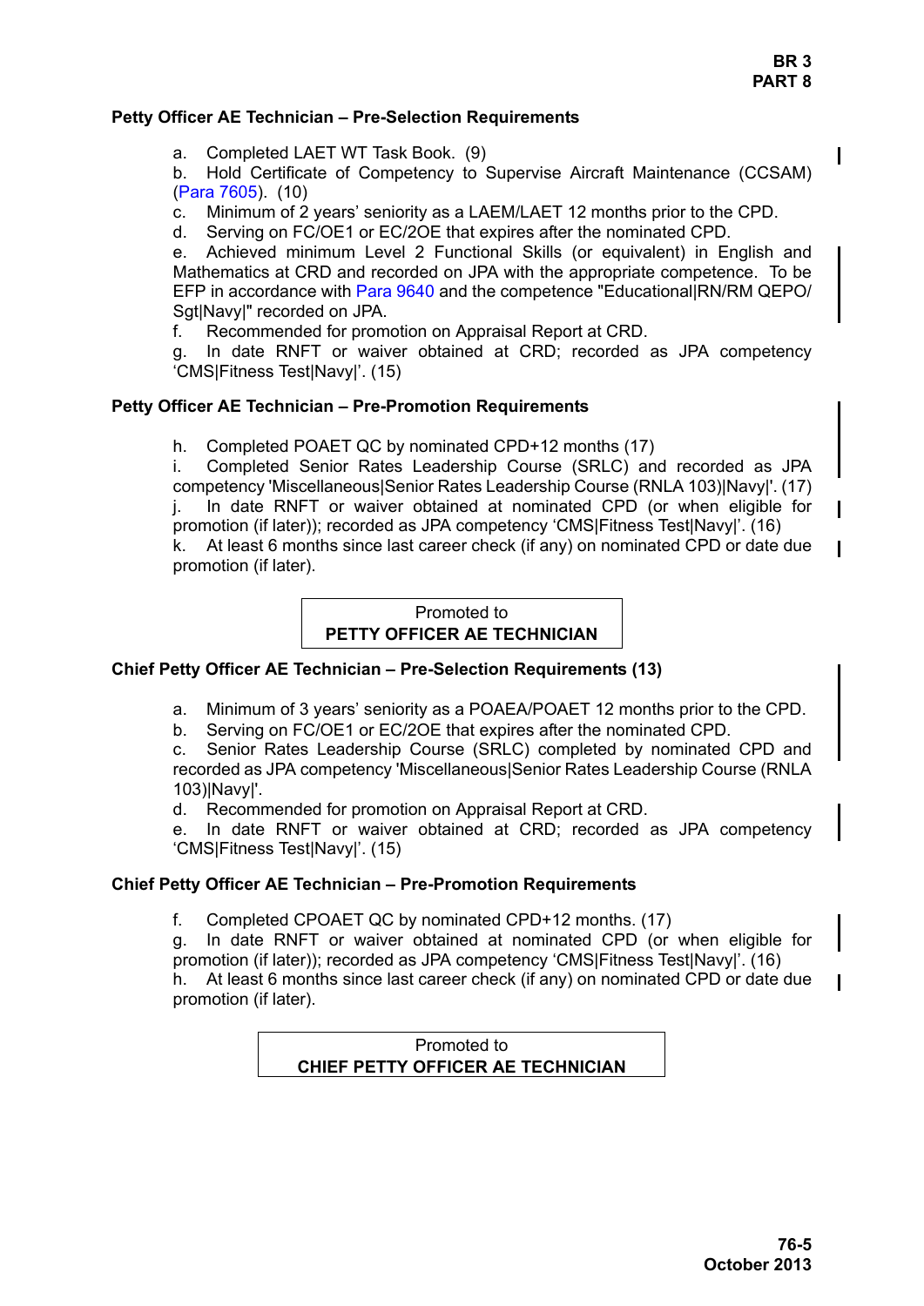### Petty Officer AE Technician – Pre-Selection Requirements

a. Completed LAET WT Task Book. (9)
b. Hold Certificate of Competency to Supervise Aircraft Maintenance (CCSAM) (Para 7605). (10)
c. Minimum of 2 years' seniority as a LAEM/LAET 12 months prior to the CPD.
d. Serving on FC/OE1 or EC/2OE that expires after the nominated CPD.
e. Achieved minimum Level 2 Functional Skills (or equivalent) in English and Mathematics at CRD and recorded on JPA with the appropriate competence. To be EFP in accordance with Para 9640 and the competence "Educational|RN/RM QEPO/Sgt|Navy|" recorded on JPA.
f. Recommended for promotion on Appraisal Report at CRD.
g. In date RNFT or waiver obtained at CRD; recorded as JPA competency 'CMS|Fitness Test|Navy|'. (15)

### Petty Officer AE Technician – Pre-Promotion Requirements

h. Completed POAET QC by nominated CPD+12 months (17)
i. Completed Senior Rates Leadership Course (SRLC) and recorded as JPA competency 'Miscellaneous|Senior Rates Leadership Course (RNLA 103)|Navy|'. (17)
j. In date RNFT or waiver obtained at nominated CPD (or when eligible for promotion (if later)); recorded as JPA competency 'CMS|Fitness Test|Navy|'. (16)
k. At least 6 months since last career check (if any) on nominated CPD or date due promotion (if later).

Promoted to
**PETTY OFFICER AE TECHNICIAN**

### Chief Petty Officer AE Technician – Pre-Selection Requirements (13)

a. Minimum of 3 years' seniority as a POAEA/POAET 12 months prior to the CPD.
b. Serving on FC/OE1 or EC/2OE that expires after the nominated CPD.
c. Senior Rates Leadership Course (SRLC) completed by nominated CPD and recorded as JPA competency 'Miscellaneous|Senior Rates Leadership Course (RNLA 103)|Navy|'.
d. Recommended for promotion on Appraisal Report at CRD.
e. In date RNFT or waiver obtained at CRD; recorded as JPA competency 'CMS|Fitness Test|Navy|'. (15)

### Chief Petty Officer AE Technician – Pre-Promotion Requirements

f. Completed CPOAET QC by nominated CPD+12 months. (17)
g. In date RNFT or waiver obtained at nominated CPD (or when eligible for promotion (if later)); recorded as JPA competency 'CMS|Fitness Test|Navy|'. (16)
h. At least 6 months since last career check (if any) on nominated CPD or date due promotion (if later).

Promoted to
**CHIEF PETTY OFFICER AE TECHNICIAN**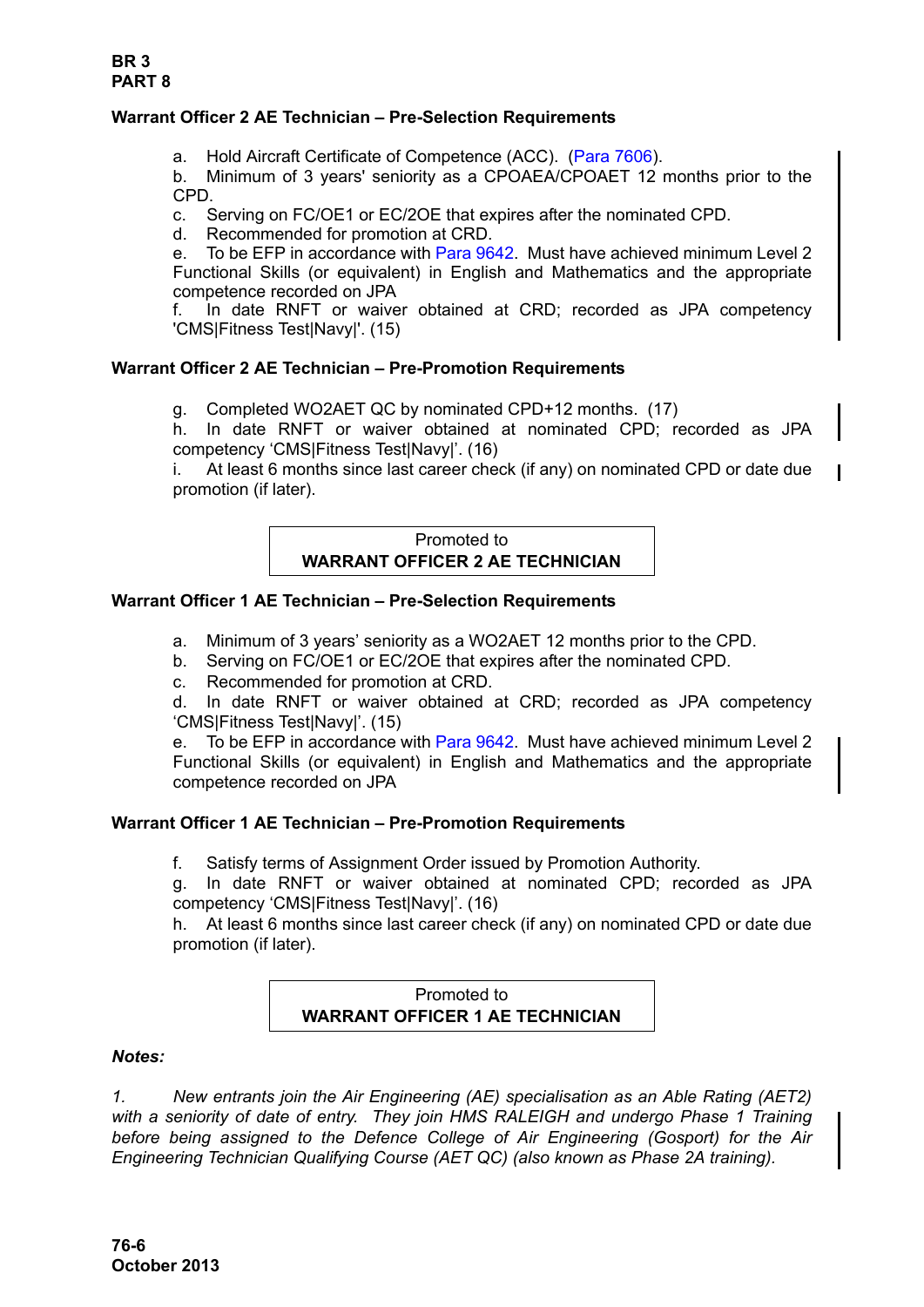**Warrant Officer 2 AE Technician – Pre-Selection Requirements**

a. Hold Aircraft Certificate of Competence (ACC). (Para 7606).
b. Minimum of 3 years' seniority as a CPOAEA/CPOAET 12 months prior to the CPD.
c. Serving on FC/OE1 or EC/2OE that expires after the nominated CPD.
d. Recommended for promotion at CRD.
e. To be EFP in accordance with Para 9642. Must have achieved minimum Level 2 Functional Skills (or equivalent) in English and Mathematics and the appropriate competence recorded on JPA
f. In date RNFT or waiver obtained at CRD; recorded as JPA competency 'CMS|Fitness Test|Navy|'. (15)

**Warrant Officer 2 AE Technician – Pre-Promotion Requirements**

g. Completed WO2AET QC by nominated CPD+12 months. (17)
h. In date RNFT or waiver obtained at nominated CPD; recorded as JPA competency 'CMS|Fitness Test|Navy|'. (16)
i. At least 6 months since last career check (if any) on nominated CPD or date due promotion (if later).

| Promoted to **WARRANT OFFICER 2 AE TECHNICIAN** |
|---|

**Warrant Officer 1 AE Technician – Pre-Selection Requirements**

a. Minimum of 3 years' seniority as a WO2AET 12 months prior to the CPD.
b. Serving on FC/OE1 or EC/2OE that expires after the nominated CPD.
c. Recommended for promotion at CRD.
d. In date RNFT or waiver obtained at CRD; recorded as JPA competency 'CMS|Fitness Test|Navy|'. (15)
e. To be EFP in accordance with Para 9642. Must have achieved minimum Level 2 Functional Skills (or equivalent) in English and Mathematics and the appropriate competence recorded on JPA

**Warrant Officer 1 AE Technician – Pre-Promotion Requirements**

f. Satisfy terms of Assignment Order issued by Promotion Authority.
g. In date RNFT or waiver obtained at nominated CPD; recorded as JPA competency 'CMS|Fitness Test|Navy|'. (16)
h. At least 6 months since last career check (if any) on nominated CPD or date due promotion (if later).

| Promoted to **WARRANT OFFICER 1 AE TECHNICIAN** |
|---|

***Notes:***

*1. New entrants join the Air Engineering (AE) specialisation as an Able Rating (AET2) with a seniority of date of entry. They join HMS RALEIGH and undergo Phase 1 Training before being assigned to the Defence College of Air Engineering (Gosport) for the Air Engineering Technician Qualifying Course (AET QC) (also known as Phase 2A training).*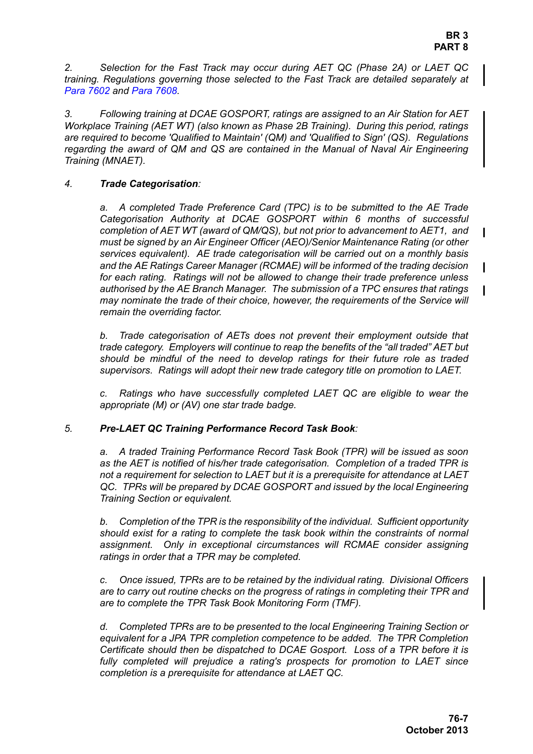*2. Selection for the Fast Track may occur during AET QC (Phase 2A) or LAET QC training. Regulations governing those selected to the Fast Track are detailed separately at Para 7602 and Para 7608.*

*3. Following training at DCAE GOSPORT, ratings are assigned to an Air Station for AET Workplace Training (AET WT) (also known as Phase 2B Training). During this period, ratings are required to become 'Qualified to Maintain' (QM) and 'Qualified to Sign' (QS). Regulations regarding the award of QM and QS are contained in the Manual of Naval Air Engineering Training (MNAET).*

*4. **Trade Categorisation**:*

*a. A completed Trade Preference Card (TPC) is to be submitted to the AE Trade Categorisation Authority at DCAE GOSPORT within 6 months of successful completion of AET WT (award of QM/QS), but not prior to advancement to AET1, and must be signed by an Air Engineer Officer (AEO)/Senior Maintenance Rating (or other services equivalent). AE trade categorisation will be carried out on a monthly basis and the AE Ratings Career Manager (RCMAE) will be informed of the trading decision for each rating. Ratings will not be allowed to change their trade preference unless authorised by the AE Branch Manager. The submission of a TPC ensures that ratings may nominate the trade of their choice, however, the requirements of the Service will remain the overriding factor.*

*b. Trade categorisation of AETs does not prevent their employment outside that trade category. Employers will continue to reap the benefits of the "all traded" AET but should be mindful of the need to develop ratings for their future role as traded supervisors. Ratings will adopt their new trade category title on promotion to LAET.*

*c. Ratings who have successfully completed LAET QC are eligible to wear the appropriate (M) or (AV) one star trade badge.*

*5. **Pre-LAET QC Training Performance Record Task Book**:*

*a. A traded Training Performance Record Task Book (TPR) will be issued as soon as the AET is notified of his/her trade categorisation. Completion of a traded TPR is not a requirement for selection to LAET but it is a prerequisite for attendance at LAET QC. TPRs will be prepared by DCAE GOSPORT and issued by the local Engineering Training Section or equivalent.*

*b. Completion of the TPR is the responsibility of the individual. Sufficient opportunity should exist for a rating to complete the task book within the constraints of normal assignment. Only in exceptional circumstances will RCMAE consider assigning ratings in order that a TPR may be completed.*

*c. Once issued, TPRs are to be retained by the individual rating. Divisional Officers are to carry out routine checks on the progress of ratings in completing their TPR and are to complete the TPR Task Book Monitoring Form (TMF).*

*d. Completed TPRs are to be presented to the local Engineering Training Section or equivalent for a JPA TPR completion competence to be added. The TPR Completion Certificate should then be dispatched to DCAE Gosport. Loss of a TPR before it is fully completed will prejudice a rating's prospects for promotion to LAET since completion is a prerequisite for attendance at LAET QC.*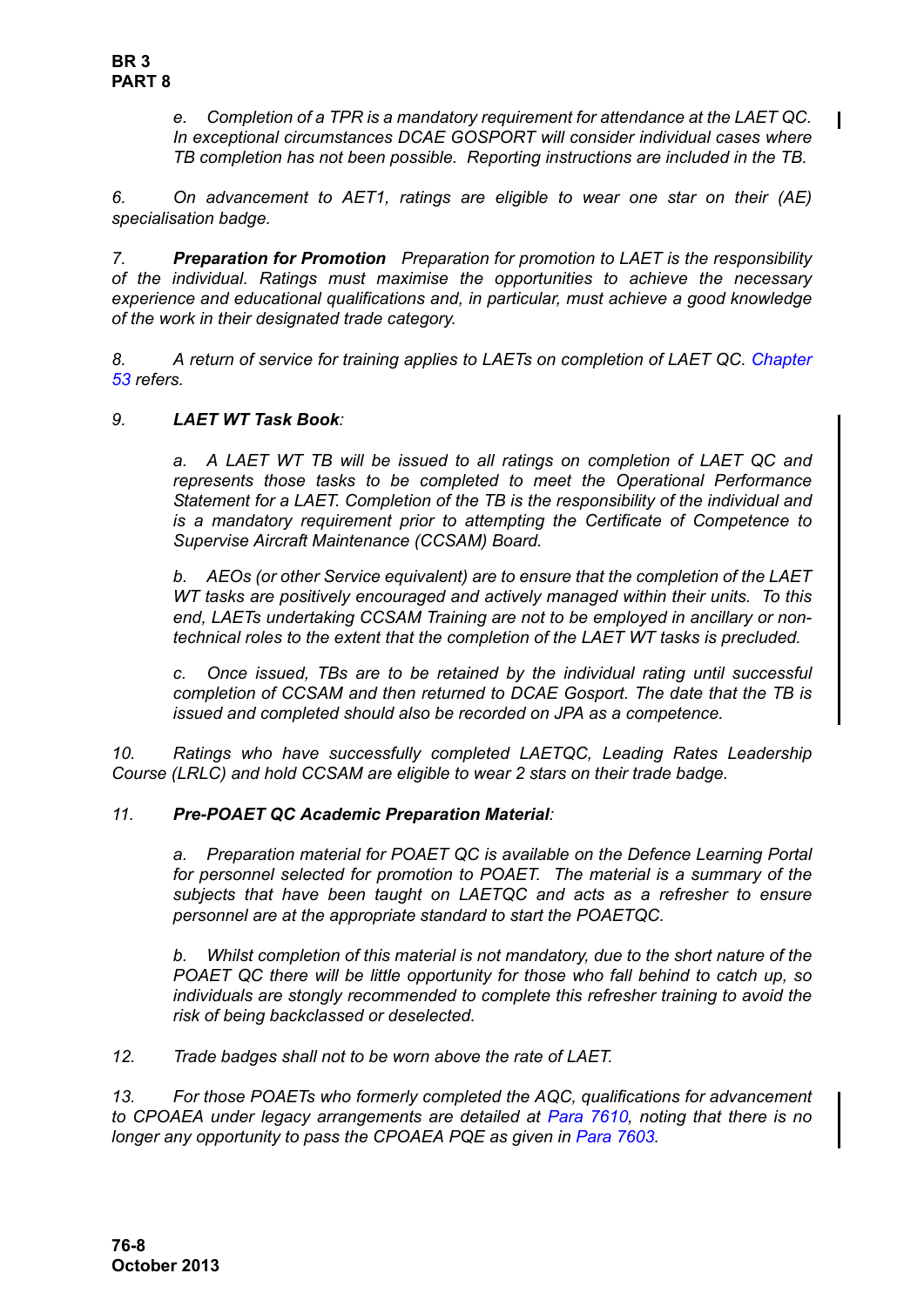*e. Completion of a TPR is a mandatory requirement for attendance at the LAET QC. In exceptional circumstances DCAE GOSPORT will consider individual cases where TB completion has not been possible. Reporting instructions are included in the TB.*

*6. On advancement to AET1, ratings are eligible to wear one star on their (AE) specialisation badge.*

*7. **Preparation for Promotion** Preparation for promotion to LAET is the responsibility of the individual. Ratings must maximise the opportunities to achieve the necessary experience and educational qualifications and, in particular, must achieve a good knowledge of the work in their designated trade category.*

*8. A return of service for training applies to LAETs on completion of LAET QC. Chapter 53 refers.*

*9. **LAET WT Task Book**:*

*a. A LAET WT TB will be issued to all ratings on completion of LAET QC and represents those tasks to be completed to meet the Operational Performance Statement for a LAET. Completion of the TB is the responsibility of the individual and is a mandatory requirement prior to attempting the Certificate of Competence to Supervise Aircraft Maintenance (CCSAM) Board.*

*b. AEOs (or other Service equivalent) are to ensure that the completion of the LAET WT tasks are positively encouraged and actively managed within their units. To this end, LAETs undertaking CCSAM Training are not to be employed in ancillary or non-technical roles to the extent that the completion of the LAET WT tasks is precluded.*

*c. Once issued, TBs are to be retained by the individual rating until successful completion of CCSAM and then returned to DCAE Gosport. The date that the TB is issued and completed should also be recorded on JPA as a competence.*

*10. Ratings who have successfully completed LAETQC, Leading Rates Leadership Course (LRLC) and hold CCSAM are eligible to wear 2 stars on their trade badge.*

*11. **Pre-POAET QC Academic Preparation Material**:*

*a. Preparation material for POAET QC is available on the Defence Learning Portal for personnel selected for promotion to POAET. The material is a summary of the subjects that have been taught on LAETQC and acts as a refresher to ensure personnel are at the appropriate standard to start the POAETQC.*

*b. Whilst completion of this material is not mandatory, due to the short nature of the POAET QC there will be little opportunity for those who fall behind to catch up, so individuals are stongly recommended to complete this refresher training to avoid the risk of being backclassed or deselected.*

*12. Trade badges shall not to be worn above the rate of LAET.*

*13. For those POAETs who formerly completed the AQC, qualifications for advancement to CPOAEA under legacy arrangements are detailed at Para 7610, noting that there is no longer any opportunity to pass the CPOAEA PQE as given in Para 7603.*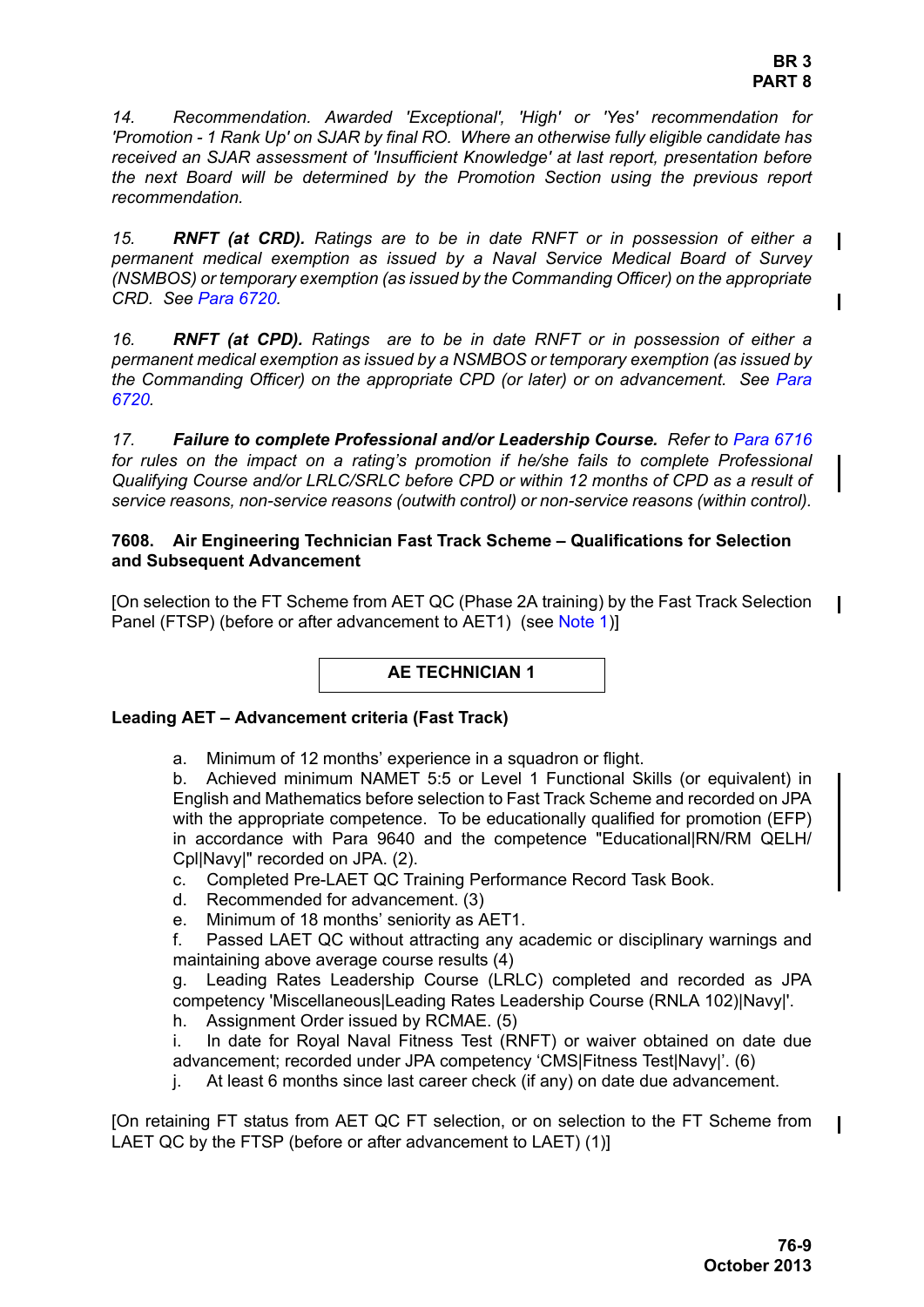*14. Recommendation. Awarded 'Exceptional', 'High' or 'Yes' recommendation for 'Promotion - 1 Rank Up' on SJAR by final RO. Where an otherwise fully eligible candidate has received an SJAR assessment of 'Insufficient Knowledge' at last report, presentation before the next Board will be determined by the Promotion Section using the previous report recommendation.*

*15. **RNFT (at CRD).** Ratings are to be in date RNFT or in possession of either a permanent medical exemption as issued by a Naval Service Medical Board of Survey (NSMBOS) or temporary exemption (as issued by the Commanding Officer) on the appropriate CRD. See Para 6720.*

*16. **RNFT (at CPD).** Ratings are to be in date RNFT or in possession of either a permanent medical exemption as issued by a NSMBOS or temporary exemption (as issued by the Commanding Officer) on the appropriate CPD (or later) or on advancement. See Para 6720.*

*17. **Failure to complete Professional and/or Leadership Course.** Refer to Para 6716 for rules on the impact on a rating's promotion if he/she fails to complete Professional Qualifying Course and/or LRLC/SRLC before CPD or within 12 months of CPD as a result of service reasons, non-service reasons (outwith control) or non-service reasons (within control).*

### 7608. Air Engineering Technician Fast Track Scheme – Qualifications for Selection and Subsequent Advancement

[On selection to the FT Scheme from AET QC (Phase 2A training) by the Fast Track Selection Panel (FTSP) (before or after advancement to AET1) (see Note 1)]

**AE TECHNICIAN 1**

**Leading AET – Advancement criteria (Fast Track)**

a. Minimum of 12 months' experience in a squadron or flight.
b. Achieved minimum NAMET 5:5 or Level 1 Functional Skills (or equivalent) in English and Mathematics before selection to Fast Track Scheme and recorded on JPA with the appropriate competence. To be educationally qualified for promotion (EFP) in accordance with Para 9640 and the competence "Educational|RN/RM QELH/Cpl|Navy|" recorded on JPA. (2).
c. Completed Pre-LAET QC Training Performance Record Task Book.
d. Recommended for advancement. (3)
e. Minimum of 18 months' seniority as AET1.
f. Passed LAET QC without attracting any academic or disciplinary warnings and maintaining above average course results (4)
g. Leading Rates Leadership Course (LRLC) completed and recorded as JPA competency 'Miscellaneous|Leading Rates Leadership Course (RNLA 102)|Navy|'.
h. Assignment Order issued by RCMAE. (5)
i. In date for Royal Naval Fitness Test (RNFT) or waiver obtained on date due advancement; recorded under JPA competency 'CMS|Fitness Test|Navy|'. (6)
j. At least 6 months since last career check (if any) on date due advancement.

[On retaining FT status from AET QC FT selection, or on selection to the FT Scheme from LAET QC by the FTSP (before or after advancement to LAET) (1)]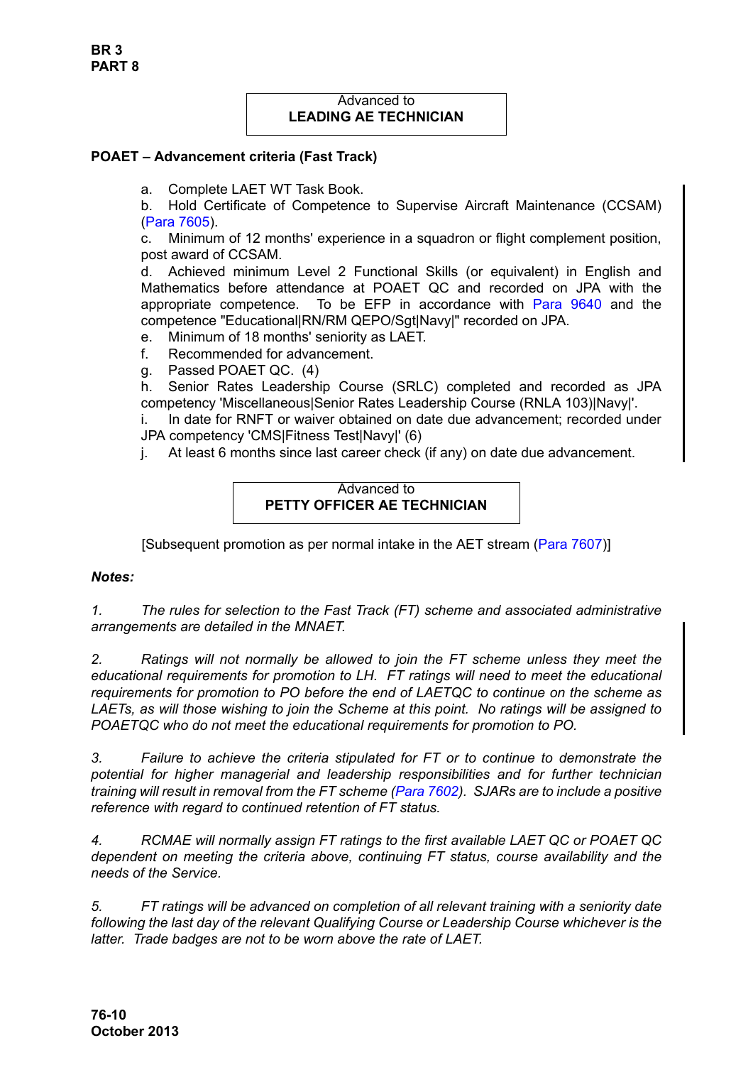Advanced to
**LEADING AE TECHNICIAN**

**POAET – Advancement criteria (Fast Track)**

a. Complete LAET WT Task Book.
b. Hold Certificate of Competence to Supervise Aircraft Maintenance (CCSAM) (Para 7605).
c. Minimum of 12 months' experience in a squadron or flight complement position, post award of CCSAM.
d. Achieved minimum Level 2 Functional Skills (or equivalent) in English and Mathematics before attendance at POAET QC and recorded on JPA with the appropriate competence. To be EFP in accordance with Para 9640 and the competence "Educational|RN/RM QEPO/Sgt|Navy|" recorded on JPA.
e. Minimum of 18 months' seniority as LAET.
f. Recommended for advancement.
g. Passed POAET QC. (4)
h. Senior Rates Leadership Course (SRLC) completed and recorded as JPA competency 'Miscellaneous|Senior Rates Leadership Course (RNLA 103)|Navy|'.
i. In date for RNFT or waiver obtained on date due advancement; recorded under JPA competency 'CMS|Fitness Test|Navy|' (6)
j. At least 6 months since last career check (if any) on date due advancement.

Advanced to
**PETTY OFFICER AE TECHNICIAN**

[Subsequent promotion as per normal intake in the AET stream (Para 7607)]

***Notes:***

*1. The rules for selection to the Fast Track (FT) scheme and associated administrative arrangements are detailed in the MNAET.*

*2. Ratings will not normally be allowed to join the FT scheme unless they meet the educational requirements for promotion to LH. FT ratings will need to meet the educational requirements for promotion to PO before the end of LAETQC to continue on the scheme as LAETs, as will those wishing to join the Scheme at this point. No ratings will be assigned to POAETQC who do not meet the educational requirements for promotion to PO.*

*3. Failure to achieve the criteria stipulated for FT or to continue to demonstrate the potential for higher managerial and leadership responsibilities and for further technician training will result in removal from the FT scheme (Para 7602). SJARs are to include a positive reference with regard to continued retention of FT status.*

*4. RCMAE will normally assign FT ratings to the first available LAET QC or POAET QC dependent on meeting the criteria above, continuing FT status, course availability and the needs of the Service.*

*5. FT ratings will be advanced on completion of all relevant training with a seniority date following the last day of the relevant Qualifying Course or Leadership Course whichever is the latter. Trade badges are not to be worn above the rate of LAET.*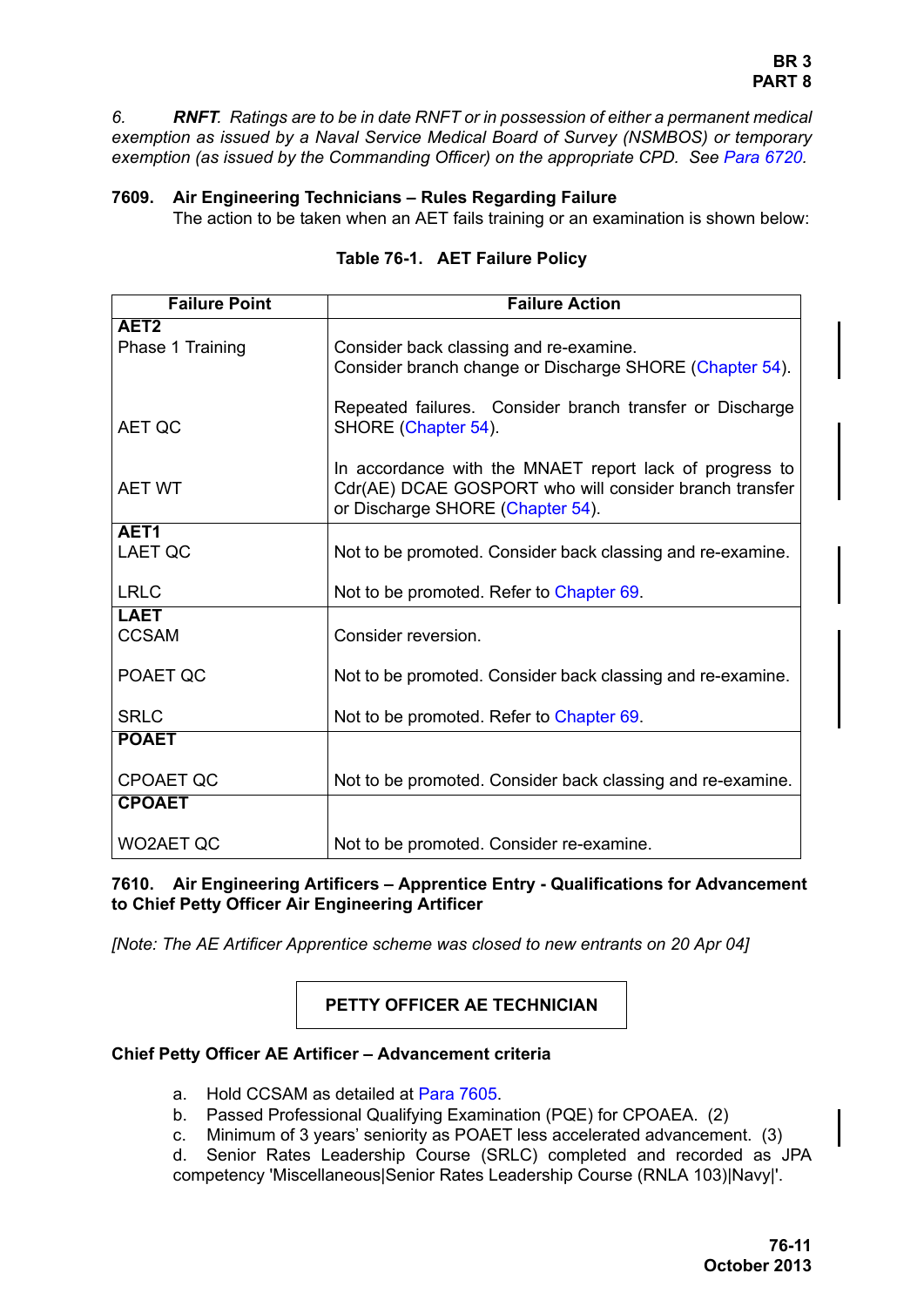*6. **RNFT**. Ratings are to be in date RNFT or in possession of either a permanent medical exemption as issued by a Naval Service Medical Board of Survey (NSMBOS) or temporary exemption (as issued by the Commanding Officer) on the appropriate CPD. See Para 6720.*

**7609. Air Engineering Technicians – Rules Regarding Failure**

The action to be taken when an AET fails training or an examination is shown below:

**Table 76-1. AET Failure Policy**

| Failure Point | Failure Action |
|---|---|
| **AET2** | |
| Phase 1 Training | Consider back classing and re-examine. Consider branch change or Discharge SHORE (Chapter 54). |
| AET QC | Repeated failures. Consider branch transfer or Discharge SHORE (Chapter 54). |
| AET WT | In accordance with the MNAET report lack of progress to Cdr(AE) DCAE GOSPORT who will consider branch transfer or Discharge SHORE (Chapter 54). |
| **AET1** | |
| LAET QC | Not to be promoted. Consider back classing and re-examine. |
| LRLC | Not to be promoted. Refer to Chapter 69. |
| **LAET** | |
| CCSAM | Consider reversion. |
| POAET QC | Not to be promoted. Consider back classing and re-examine. |
| SRLC | Not to be promoted. Refer to Chapter 69. |
| **POAET** | |
| CPOAET QC | Not to be promoted. Consider back classing and re-examine. |
| **CPOAET** | |
| WO2AET QC | Not to be promoted. Consider re-examine. |

**7610. Air Engineering Artificers – Apprentice Entry - Qualifications for Advancement to Chief Petty Officer Air Engineering Artificer**

*[Note: The AE Artificer Apprentice scheme was closed to new entrants on 20 Apr 04]*

**PETTY OFFICER AE TECHNICIAN**

**Chief Petty Officer AE Artificer – Advancement criteria**

a. Hold CCSAM as detailed at Para 7605.
b. Passed Professional Qualifying Examination (PQE) for CPOAEA. (2)
c. Minimum of 3 years' seniority as POAET less accelerated advancement. (3)
d. Senior Rates Leadership Course (SRLC) completed and recorded as JPA competency 'Miscellaneous|Senior Rates Leadership Course (RNLA 103)|Navy|'.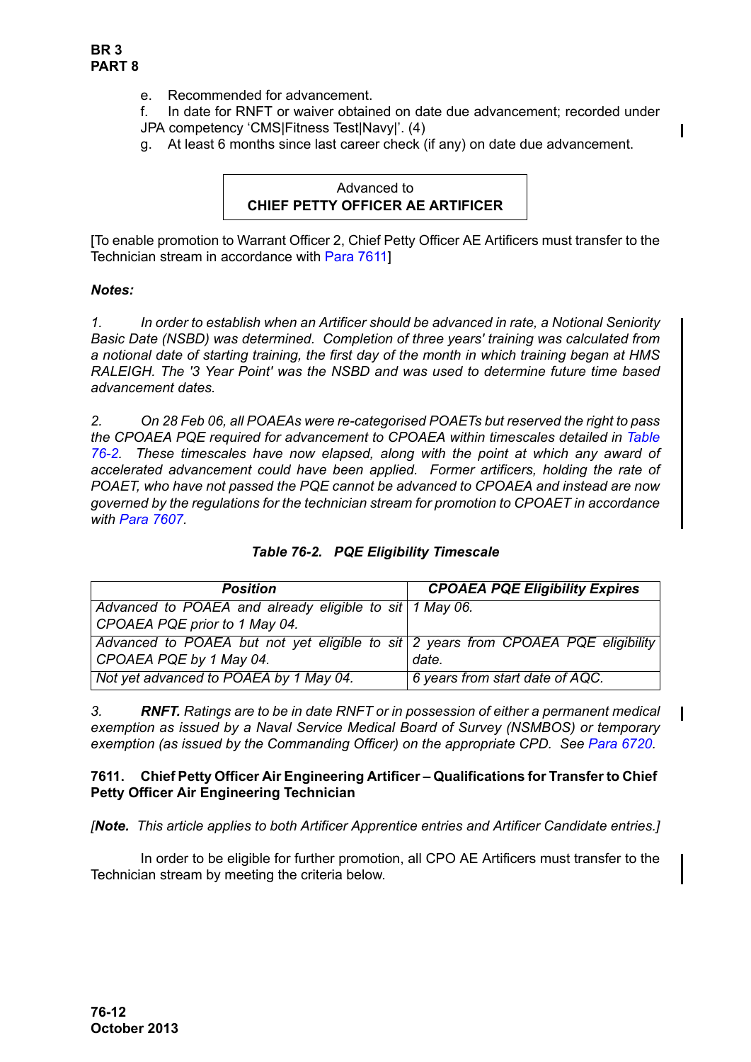e. Recommended for advancement.

f. In date for RNFT or waiver obtained on date due advancement; recorded under JPA competency ‘CMS|Fitness Test|Navy|’. (4)

g. At least 6 months since last career check (if any) on date due advancement.

| Advanced to<br>**CHIEF PETTY OFFICER AE ARTIFICER** |
|---|

[To enable promotion to Warrant Officer 2, Chief Petty Officer AE Artificers must transfer to the Technician stream in accordance with Para 7611]

***Notes:***

*1. In order to establish when an Artificer should be advanced in rate, a Notional Seniority Basic Date (NSBD) was determined. Completion of three years' training was calculated from a notional date of starting training, the first day of the month in which training began at HMS RALEIGH. The '3 Year Point' was the NSBD and was used to determine future time based advancement dates.*

*2. On 28 Feb 06, all POAEAs were re-categorised POAETs but reserved the right to pass the CPOAEA PQE required for advancement to CPOAEA within timescales detailed in Table 76-2. These timescales have now elapsed, along with the point at which any award of accelerated advancement could have been applied. Former artificers, holding the rate of POAET, who have not passed the PQE cannot be advanced to CPOAEA and instead are now governed by the regulations for the technician stream for promotion to CPOAET in accordance with Para 7607.*

***Table 76-2. PQE Eligibility Timescale***

| ***Position*** | ***CPOAEA PQE Eligibility Expires*** |
|---|---|
| *Advanced to POAEA and already eligible to sit CPOAEA PQE prior to 1 May 04.* | *1 May 06.* |
| *Advanced to POAEA but not yet eligible to sit CPOAEA PQE by 1 May 04.* | *2 years from CPOAEA PQE eligibility date.* |
| *Not yet advanced to POAEA by 1 May 04.* | *6 years from start date of AQC.* |

*3. **RNFT.** Ratings are to be in date RNFT or in possession of either a permanent medical exemption as issued by a Naval Service Medical Board of Survey (NSMBOS) or temporary exemption (as issued by the Commanding Officer) on the appropriate CPD. See Para 6720.*

### 7611. Chief Petty Officer Air Engineering Artificer – Qualifications for Transfer to Chief Petty Officer Air Engineering Technician

*[**Note.** This article applies to both Artificer Apprentice entries and Artificer Candidate entries.]*

In order to be eligible for further promotion, all CPO AE Artificers must transfer to the Technician stream by meeting the criteria below.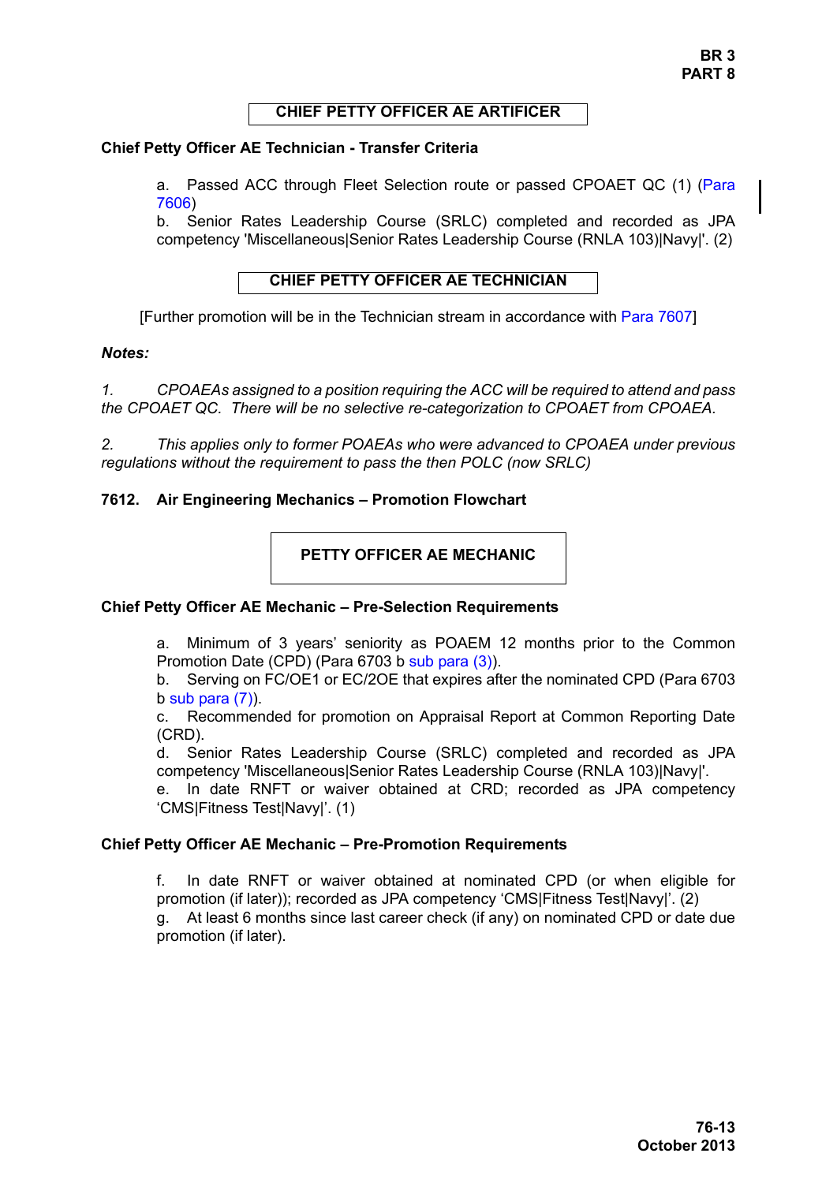**CHIEF PETTY OFFICER AE ARTIFICER**

**Chief Petty Officer AE Technician - Transfer Criteria**

a. Passed ACC through Fleet Selection route or passed CPOAET QC (1) (Para 7606)
b. Senior Rates Leadership Course (SRLC) completed and recorded as JPA competency 'Miscellaneous|Senior Rates Leadership Course (RNLA 103)|Navy|'. (2)

**CHIEF PETTY OFFICER AE TECHNICIAN**

[Further promotion will be in the Technician stream in accordance with Para 7607]

***Notes:***

*1. CPOAEAs assigned to a position requiring the ACC will be required to attend and pass the CPOAET QC. There will be no selective re-categorization to CPOAET from CPOAEA.*

*2. This applies only to former POAEAs who were advanced to CPOAEA under previous regulations without the requirement to pass the then POLC (now SRLC)*

## 7612. Air Engineering Mechanics – Promotion Flowchart

**PETTY OFFICER AE MECHANIC**

**Chief Petty Officer AE Mechanic – Pre-Selection Requirements**

a. Minimum of 3 years' seniority as POAEM 12 months prior to the Common Promotion Date (CPD) (Para 6703 b sub para (3)).
b. Serving on FC/OE1 or EC/2OE that expires after the nominated CPD (Para 6703 b sub para (7)).
c. Recommended for promotion on Appraisal Report at Common Reporting Date (CRD).
d. Senior Rates Leadership Course (SRLC) completed and recorded as JPA competency 'Miscellaneous|Senior Rates Leadership Course (RNLA 103)|Navy|'.
e. In date RNFT or waiver obtained at CRD; recorded as JPA competency 'CMS|Fitness Test|Navy|'. (1)

**Chief Petty Officer AE Mechanic – Pre-Promotion Requirements**

f. In date RNFT or waiver obtained at nominated CPD (or when eligible for promotion (if later)); recorded as JPA competency 'CMS|Fitness Test|Navy|'. (2)
g. At least 6 months since last career check (if any) on nominated CPD or date due promotion (if later).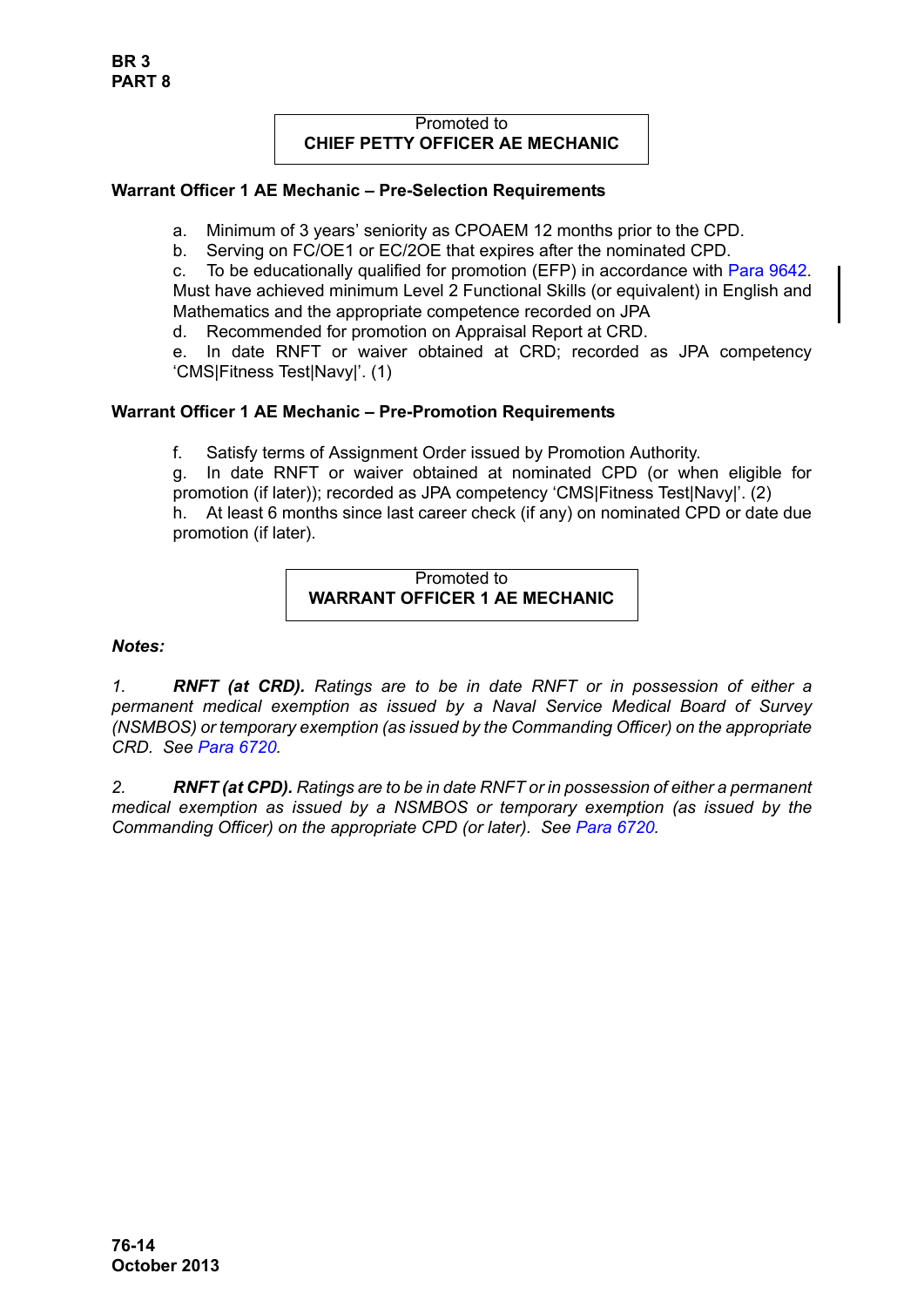Promoted to
**CHIEF PETTY OFFICER AE MECHANIC**

**Warrant Officer 1 AE Mechanic – Pre-Selection Requirements**

a. Minimum of 3 years' seniority as CPOAEM 12 months prior to the CPD.
b. Serving on FC/OE1 or EC/2OE that expires after the nominated CPD.
c. To be educationally qualified for promotion (EFP) in accordance with Para 9642. Must have achieved minimum Level 2 Functional Skills (or equivalent) in English and Mathematics and the appropriate competence recorded on JPA
d. Recommended for promotion on Appraisal Report at CRD.
e. In date RNFT or waiver obtained at CRD; recorded as JPA competency 'CMS|Fitness Test|Navy|'. (1)

**Warrant Officer 1 AE Mechanic – Pre-Promotion Requirements**

f. Satisfy terms of Assignment Order issued by Promotion Authority.
g. In date RNFT or waiver obtained at nominated CPD (or when eligible for promotion (if later)); recorded as JPA competency 'CMS|Fitness Test|Navy|'. (2)
h. At least 6 months since last career check (if any) on nominated CPD or date due promotion (if later).

Promoted to
**WARRANT OFFICER 1 AE MECHANIC**

***Notes:***

*1.* ***RNFT (at CRD).*** *Ratings are to be in date RNFT or in possession of either a permanent medical exemption as issued by a Naval Service Medical Board of Survey (NSMBOS) or temporary exemption (as issued by the Commanding Officer) on the appropriate CRD. See Para 6720.*

*2.* ***RNFT (at CPD).*** *Ratings are to be in date RNFT or in possession of either a permanent medical exemption as issued by a NSMBOS or temporary exemption (as issued by the Commanding Officer) on the appropriate CPD (or later). See Para 6720.*